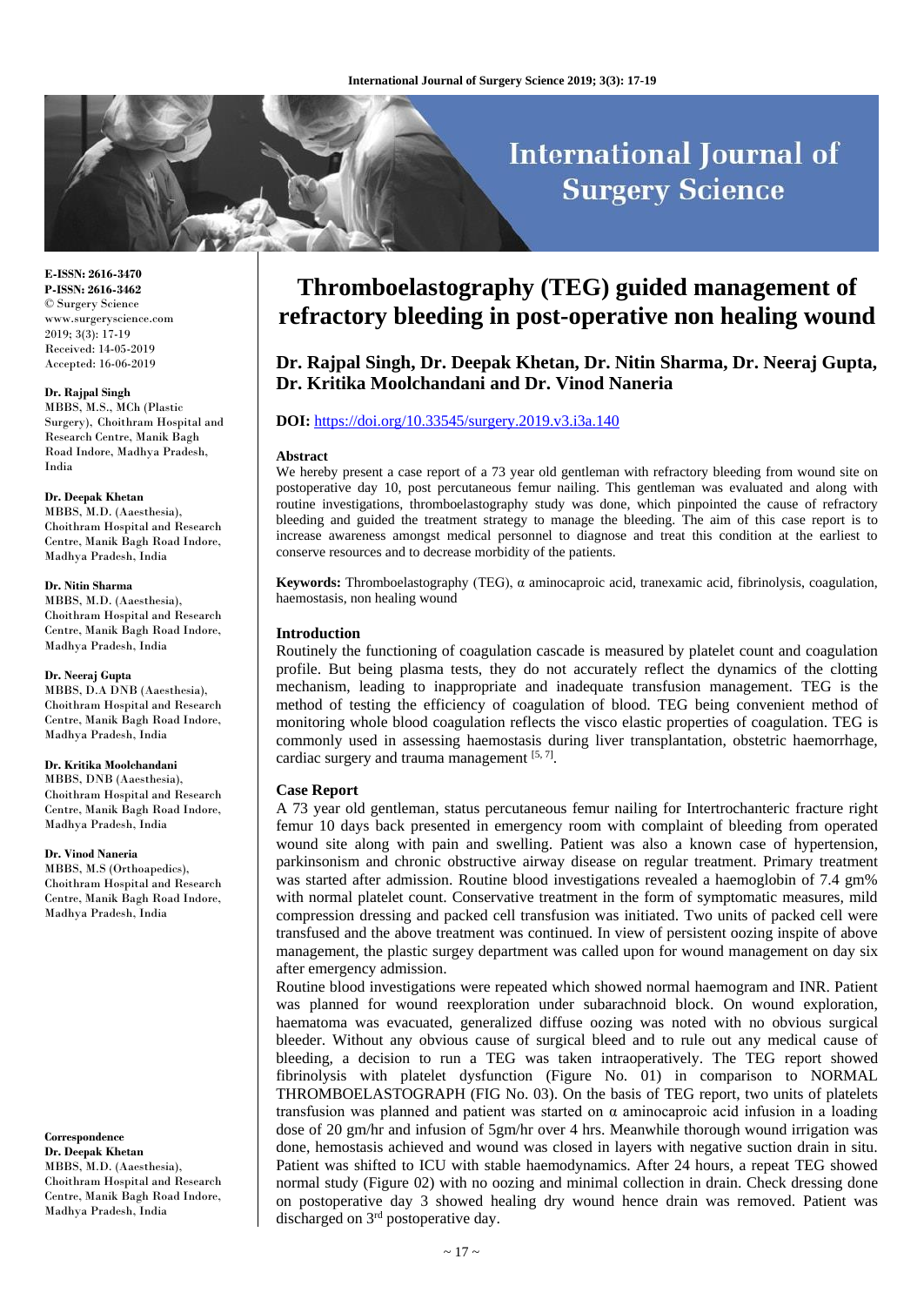# Thromboelastography (TEG) guided management of refractory bleeding in post-operative non healing wound

**Dr. Rajpal Singh, Dr. Deepak Khetan, Dr. Nitin Sharma, Dr. Neeraj Gupta, Dr. Kritika Moolchandani and Dr. Vinod Naneria**

**DOI:** https://doi.org/10.33545/surgery.2019.v3.i3a.140

**E-ISSN: 2616-3470**
**P-ISSN: 2616-3462**
© Surgery Science
www.surgeryscience.com
2019; 3(3): 17-19
Received: 14-05-2019
Accepted: 16-06-2019

**Dr. Rajpal Singh**
MBBS, M.S., MCh (Plastic Surgery), Choithram Hospital and Research Centre, Manik Bagh Road Indore, Madhya Pradesh, India

**Dr. Deepak Khetan**
MBBS, M.D. (Aaesthesia), Choithram Hospital and Research Centre, Manik Bagh Road Indore, Madhya Pradesh, India

**Dr. Nitin Sharma**
MBBS, M.D. (Aaesthesia), Choithram Hospital and Research Centre, Manik Bagh Road Indore, Madhya Pradesh, India

**Dr. Neeraj Gupta**
MBBS, D.A DNB (Aaesthesia), Choithram Hospital and Research Centre, Manik Bagh Road Indore, Madhya Pradesh, India

**Dr. Kritika Moolchandani**
MBBS, DNB (Aaesthesia), Choithram Hospital and Research Centre, Manik Bagh Road Indore, Madhya Pradesh, India

**Dr. Vinod Naneria**
MBBS, M.S (Orthoapedics), Choithram Hospital and Research Centre, Manik Bagh Road Indore, Madhya Pradesh, India

**Correspondence**
**Dr. Deepak Khetan**
MBBS, M.D. (Aaesthesia), Choithram Hospital and Research Centre, Manik Bagh Road Indore, Madhya Pradesh, India

### Abstract

We hereby present a case report of a 73 year old gentleman with refractory bleeding from wound site on postoperative day 10, post percutaneous femur nailing. This gentleman was evaluated and along with routine investigations, thromboelastography study was done, which pinpointed the cause of refractory bleeding and guided the treatment strategy to manage the bleeding. The aim of this case report is to increase awareness amongst medical personnel to diagnose and treat this condition at the earliest to conserve resources and to decrease morbidity of the patients.

**Keywords:** Thromboelastography (TEG), α aminocaproic acid, tranexamic acid, fibrinolysis, coagulation, haemostasis, non healing wound

### Introduction

Routinely the functioning of coagulation cascade is measured by platelet count and coagulation profile. But being plasma tests, they do not accurately reflect the dynamics of the clotting mechanism, leading to inappropriate and inadequate transfusion management. TEG is the method of testing the efficiency of coagulation of blood. TEG being convenient method of monitoring whole blood coagulation reflects the visco elastic properties of coagulation. TEG is commonly used in assessing haemostasis during liver transplantation, obstetric haemorrhage, cardiac surgery and trauma management [5, 7].

### Case Report

A 73 year old gentleman, status percutaneous femur nailing for Intertrochanteric fracture right femur 10 days back presented in emergency room with complaint of bleeding from operated wound site along with pain and swelling. Patient was also a known case of hypertension, parkinsonism and chronic obstructive airway disease on regular treatment. Primary treatment was started after admission. Routine blood investigations revealed a haemoglobin of 7.4 gm% with normal platelet count. Conservative treatment in the form of symptomatic measures, mild compression dressing and packed cell transfusion was initiated. Two units of packed cell were transfused and the above treatment was continued. In view of persistent oozing inspite of above management, the plastic surgey department was called upon for wound management on day six after emergency admission.

Routine blood investigations were repeated which showed normal haemogram and INR. Patient was planned for wound reexploration under subarachnoid block. On wound exploration, haematoma was evacuated, generalized diffuse oozing was noted with no obvious surgical bleeder. Without any obvious cause of surgical bleed and to rule out any medical cause of bleeding, a decision to run a TEG was taken intraoperatively. The TEG report showed fibrinolysis with platelet dysfunction (Figure No. 01) in comparison to NORMAL THROMBOELASTOGRAPH (FIG No. 03). On the basis of TEG report, two units of platelets transfusion was planned and patient was started on α aminocaproic acid infusion in a loading dose of 20 gm/hr and infusion of 5gm/hr over 4 hrs. Meanwhile thorough wound irrigation was done, hemostasis achieved and wound was closed in layers with negative suction drain in situ. Patient was shifted to ICU with stable haemodynamics. After 24 hours, a repeat TEG showed normal study (Figure 02) with no oozing and minimal collection in drain. Check dressing done on postoperative day 3 showed healing dry wound hence drain was removed. Patient was discharged on 3rd postoperative day.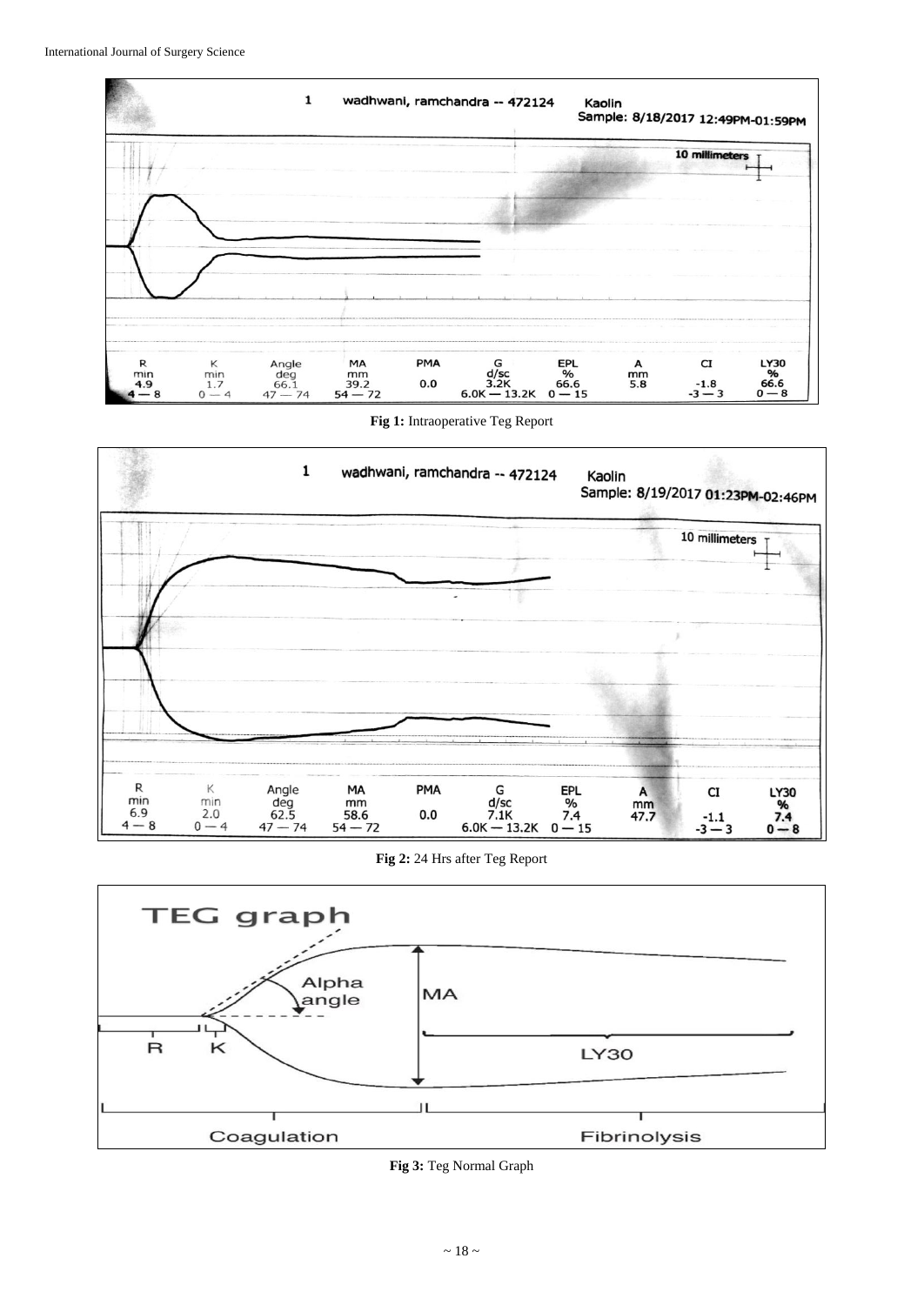| R | K | Angle | MA | PMA | G | EPL | A | CI | LY30 |
|---|---|---|---|---|---|---|---|---|---|
| min | min | deg | mm | | d/sc | % | mm | | % |
| 4.9 | 1.7 | 66.1 | 39.2 | 0.0 | 3.2K | 66.6 | 5.8 | -1.8 | 66.6 |
| 4 — 8 | 0 — 4 | 47 — 74 | 54 — 72 | | 6.0K — 13.2K | 0 — 15 | | -3 — 3 | 0 — 8 |

**Fig 1:** Intraoperative Teg Report

| R | K | Angle | MA | PMA | G | EPL | A | CI | LY30 |
|---|---|---|---|---|---|---|---|---|---|
| min | min | deg | mm | | d/sc | % | mm | | % |
| 6.9 | 2.0 | 62.5 | 58.6 | 0.0 | 7.1K | 7.4 | 47.7 | -1.1 | 7.4 |
| 4 — 8 | 0 — 4 | 47 — 74 | 54 — 72 | | 6.0K — 13.2K | 0 — 15 | | -3 — 3 | 0 — 8 |

**Fig 2:** 24 Hrs after Teg Report

**Fig 3:** Teg Normal Graph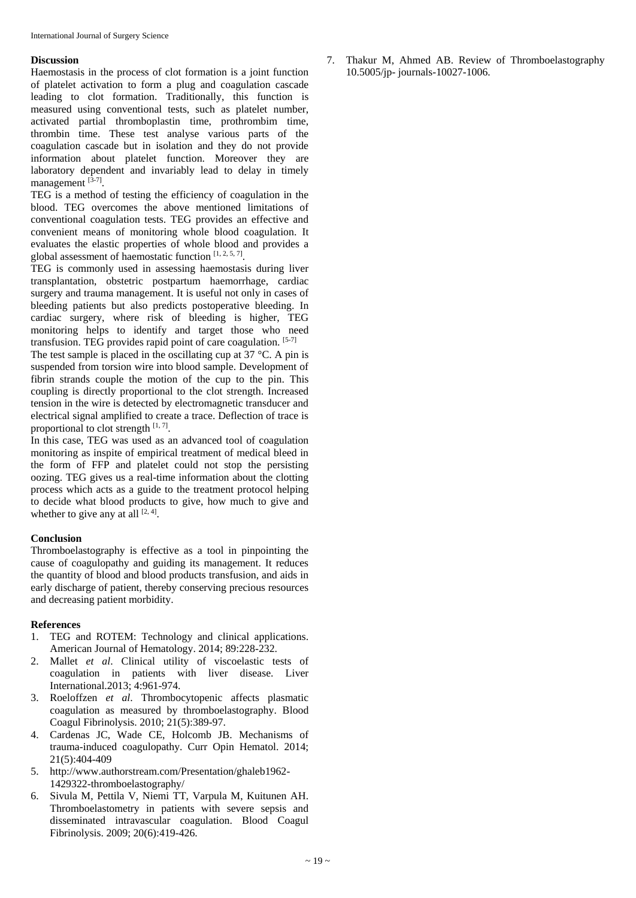## Discussion

Haemostasis in the process of clot formation is a joint function of platelet activation to form a plug and coagulation cascade leading to clot formation. Traditionally, this function is measured using conventional tests, such as platelet number, activated partial thromboplastin time, prothrombim time, thrombin time. These test analyse various parts of the coagulation cascade but in isolation and they do not provide information about platelet function. Moreover they are laboratory dependent and invariably lead to delay in timely management [3-7].

TEG is a method of testing the efficiency of coagulation in the blood. TEG overcomes the above mentioned limitations of conventional coagulation tests. TEG provides an effective and convenient means of monitoring whole blood coagulation. It evaluates the elastic properties of whole blood and provides a global assessment of haemostatic function [1, 2, 5, 7].

TEG is commonly used in assessing haemostasis during liver transplantation, obstetric postpartum haemorrhage, cardiac surgery and trauma management. It is useful not only in cases of bleeding patients but also predicts postoperative bleeding. In cardiac surgery, where risk of bleeding is higher, TEG monitoring helps to identify and target those who need transfusion. TEG provides rapid point of care coagulation. [5-7]

The test sample is placed in the oscillating cup at 37 °C. A pin is suspended from torsion wire into blood sample. Development of fibrin strands couple the motion of the cup to the pin. This coupling is directly proportional to the clot strength. Increased tension in the wire is detected by electromagnetic transducer and electrical signal amplified to create a trace. Deflection of trace is proportional to clot strength [1, 7].

In this case, TEG was used as an advanced tool of coagulation monitoring as inspite of empirical treatment of medical bleed in the form of FFP and platelet could not stop the persisting oozing. TEG gives us a real-time information about the clotting process which acts as a guide to the treatment protocol helping to decide what blood products to give, how much to give and whether to give any at all [2, 4].

## Conclusion

Thromboelastography is effective as a tool in pinpointing the cause of coagulopathy and guiding its management. It reduces the quantity of blood and blood products transfusion, and aids in early discharge of patient, thereby conserving precious resources and decreasing patient morbidity.

## References

1. TEG and ROTEM: Technology and clinical applications. American Journal of Hematology. 2014; 89:228-232.
2. Mallet *et al*. Clinical utility of viscoelastic tests of coagulation in patients with liver disease. Liver International.2013; 4:961-974.
3. Roeloffzen *et al*. Thrombocytopenic affects plasmatic coagulation as measured by thromboelastography. Blood Coagul Fibrinolysis. 2010; 21(5):389-97.
4. Cardenas JC, Wade CE, Holcomb JB. Mechanisms of trauma-induced coagulopathy. Curr Opin Hematol. 2014; 21(5):404-409
5. http://www.authorstream.com/Presentation/ghaleb1962-1429322-thromboelastography/
6. Sivula M, Pettila V, Niemi TT, Varpula M, Kuitunen AH. Thromboelastometry in patients with severe sepsis and disseminated intravascular coagulation. Blood Coagul Fibrinolysis. 2009; 20(6):419-426.
7. Thakur M, Ahmed AB. Review of Thromboelastography 10.5005/jp- journals-10027-1006.